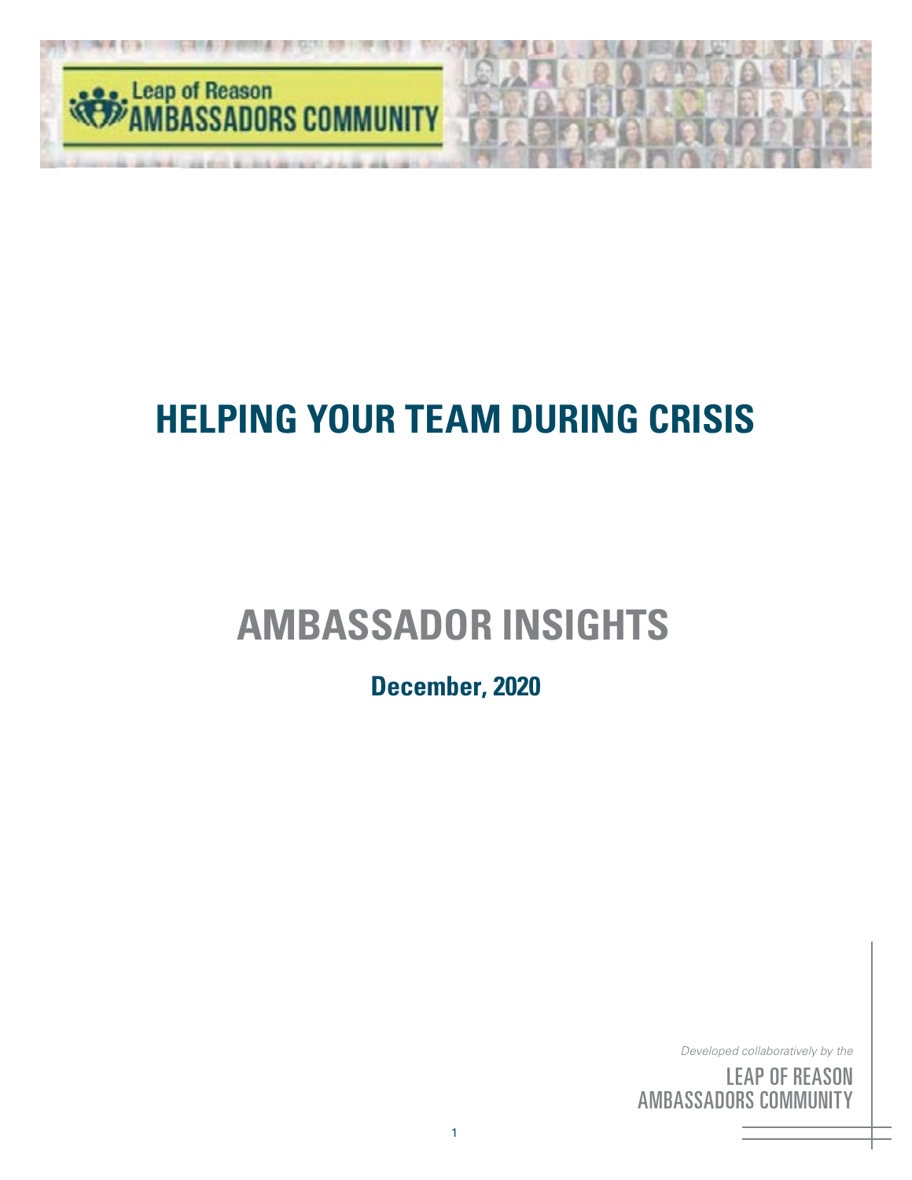Leap of Reason
AMBASSADORS COMMUNITY

# HELPING YOUR TEAM DURING CRISIS

## AMBASSADOR INSIGHTS

### December, 2020

*Developed collaboratively by the*

LEAP OF REASON
AMBASSADORS COMMUNITY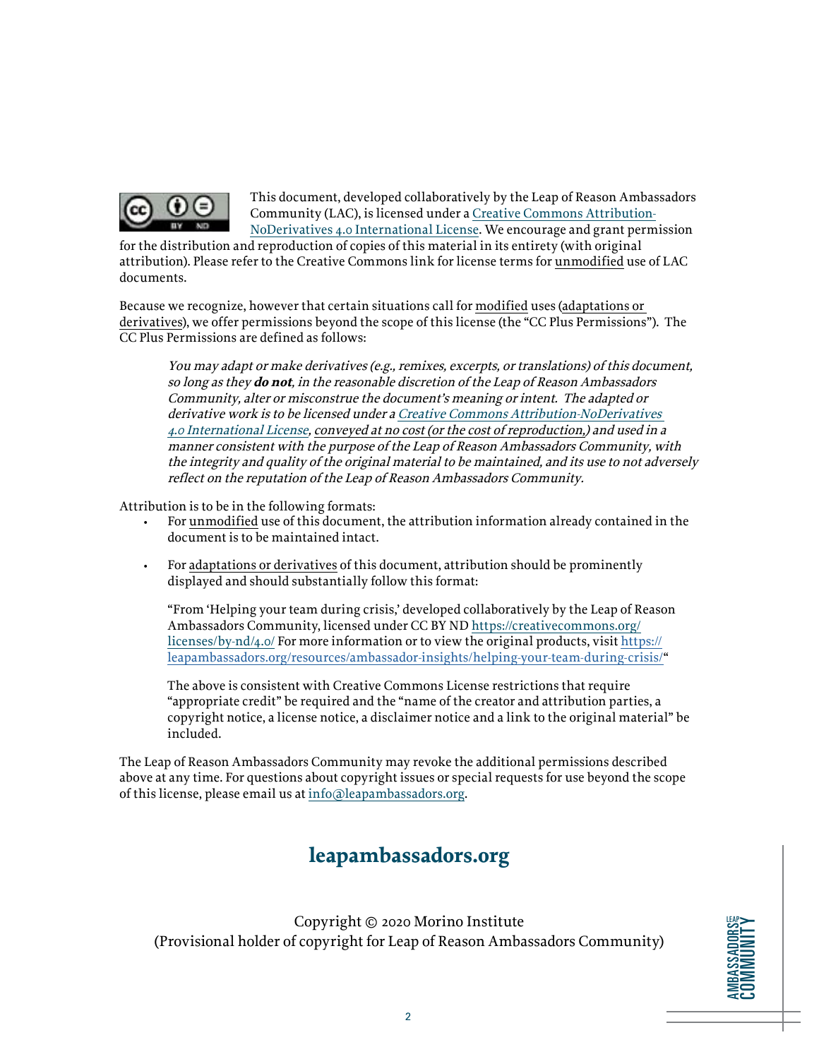This document, developed collaboratively by the Leap of Reason Ambassadors Community (LAC), is licensed under a [Creative Commons Attribution-NoDerivatives 4.0 International License](https://creativecommons.org/licenses/by-nd/4.0/). We encourage and grant permission for the distribution and reproduction of copies of this material in its entirety (with original attribution). Please refer to the Creative Commons link for license terms for unmodified use of LAC documents.

Because we recognize, however that certain situations call for modified uses (adaptations or derivatives), we offer permissions beyond the scope of this license (the "CC Plus Permissions"). The CC Plus Permissions are defined as follows:

> *You may adapt or make derivatives (e.g., remixes, excerpts, or translations) of this document, so long as they **do not**, in the reasonable discretion of the Leap of Reason Ambassadors Community, alter or misconstrue the document's meaning or intent. The adapted or derivative work is to be licensed under a [Creative Commons Attribution-NoDerivatives 4.0 International License](https://creativecommons.org/licenses/by-nd/4.0/), conveyed at no cost (or the cost of reproduction,) and used in a manner consistent with the purpose of the Leap of Reason Ambassadors Community, with the integrity and quality of the original material to be maintained, and its use to not adversely reflect on the reputation of the Leap of Reason Ambassadors Community.*

Attribution is to be in the following formats:

- For unmodified use of this document, the attribution information already contained in the document is to be maintained intact.
- For adaptations or derivatives of this document, attribution should be prominently displayed and should substantially follow this format:

  "From 'Helping your team during crisis,' developed collaboratively by the Leap of Reason Ambassadors Community, licensed under CC BY ND https://creativecommons.org/licenses/by-nd/4.0/ For more information or to view the original products, visit https://leapambassadors.org/resources/ambassador-insights/helping-your-team-during-crisis/"

  The above is consistent with Creative Commons License restrictions that require "appropriate credit" be required and the "name of the creator and attribution parties, a copyright notice, a license notice, a disclaimer notice and a link to the original material" be included.

The Leap of Reason Ambassadors Community may revoke the additional permissions described above at any time. For questions about copyright issues or special requests for use beyond the scope of this license, please email us at info@leapambassadors.org.

**leapambassadors.org**

Copyright © 2020 Morino Institute
(Provisional holder of copyright for Leap of Reason Ambassadors Community)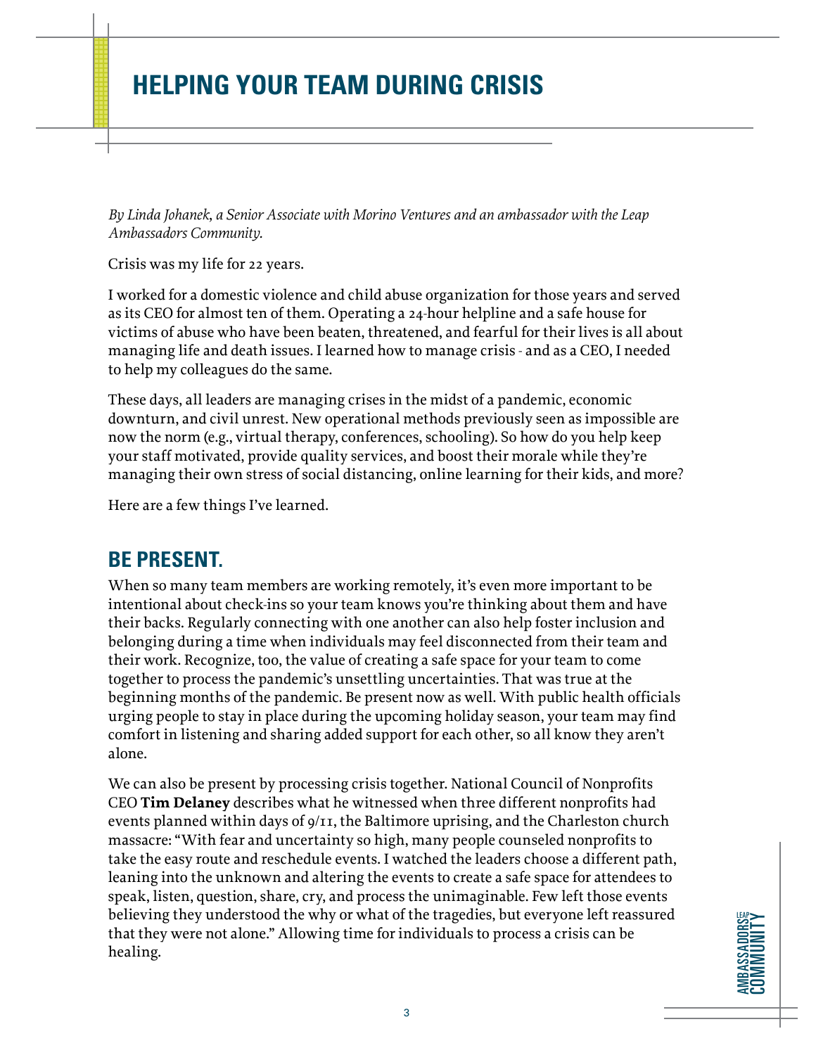# HELPING YOUR TEAM DURING CRISIS

*By Linda Johanek, a Senior Associate with Morino Ventures and an ambassador with the Leap Ambassadors Community.*

Crisis was my life for 22 years.

I worked for a domestic violence and child abuse organization for those years and served as its CEO for almost ten of them. Operating a 24-hour helpline and a safe house for victims of abuse who have been beaten, threatened, and fearful for their lives is all about managing life and death issues. I learned how to manage crisis - and as a CEO, I needed to help my colleagues do the same.

These days, all leaders are managing crises in the midst of a pandemic, economic downturn, and civil unrest. New operational methods previously seen as impossible are now the norm (e.g., virtual therapy, conferences, schooling). So how do you help keep your staff motivated, provide quality services, and boost their morale while they're managing their own stress of social distancing, online learning for their kids, and more?

Here are a few things I've learned.

## BE PRESENT.

When so many team members are working remotely, it's even more important to be intentional about check-ins so your team knows you're thinking about them and have their backs. Regularly connecting with one another can also help foster inclusion and belonging during a time when individuals may feel disconnected from their team and their work. Recognize, too, the value of creating a safe space for your team to come together to process the pandemic's unsettling uncertainties. That was true at the beginning months of the pandemic. Be present now as well. With public health officials urging people to stay in place during the upcoming holiday season, your team may find comfort in listening and sharing added support for each other, so all know they aren't alone.

We can also be present by processing crisis together. National Council of Nonprofits CEO **Tim Delaney** describes what he witnessed when three different nonprofits had events planned within days of 9/11, the Baltimore uprising, and the Charleston church massacre: "With fear and uncertainty so high, many people counseled nonprofits to take the easy route and reschedule events. I watched the leaders choose a different path, leaning into the unknown and altering the events to create a safe space for attendees to speak, listen, question, share, cry, and process the unimaginable. Few left those events believing they understood the why or what of the tragedies, but everyone left reassured that they were not alone." Allowing time for individuals to process a crisis can be healing.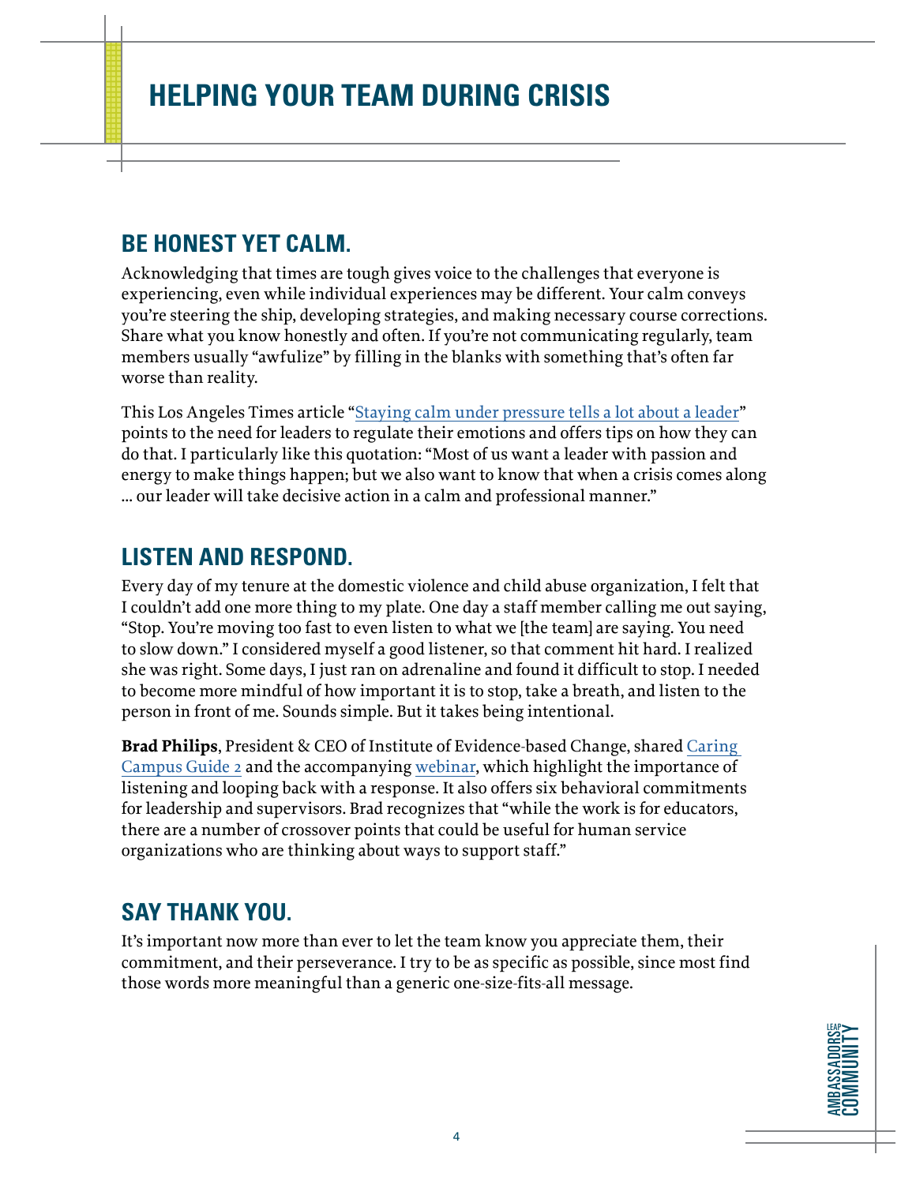# HELPING YOUR TEAM DURING CRISIS

## BE HONEST YET CALM.

Acknowledging that times are tough gives voice to the challenges that everyone is experiencing, even while individual experiences may be different. Your calm conveys you're steering the ship, developing strategies, and making necessary course corrections. Share what you know honestly and often. If you're not communicating regularly, team members usually "awfulize" by filling in the blanks with something that's often far worse than reality.

This Los Angeles Times article "[Staying calm under pressure tells a lot about a leader]" points to the need for leaders to regulate their emotions and offers tips on how they can do that. I particularly like this quotation: "Most of us want a leader with passion and energy to make things happen; but we also want to know that when a crisis comes along … our leader will take decisive action in a calm and professional manner."

## LISTEN AND RESPOND.

Every day of my tenure at the domestic violence and child abuse organization, I felt that I couldn't add one more thing to my plate. One day a staff member calling me out saying, "Stop. You're moving too fast to even listen to what we [the team] are saying. You need to slow down." I considered myself a good listener, so that comment hit hard. I realized she was right. Some days, I just ran on adrenaline and found it difficult to stop. I needed to become more mindful of how important it is to stop, take a breath, and listen to the person in front of me. Sounds simple. But it takes being intentional.

**Brad Philips**, President & CEO of Institute of Evidence-based Change, shared Caring Campus Guide 2 and the accompanying webinar, which highlight the importance of listening and looping back with a response. It also offers six behavioral commitments for leadership and supervisors. Brad recognizes that "while the work is for educators, there are a number of crossover points that could be useful for human service organizations who are thinking about ways to support staff."

## SAY THANK YOU.

It's important now more than ever to let the team know you appreciate them, their commitment, and their perseverance. I try to be as specific as possible, since most find those words more meaningful than a generic one-size-fits-all message.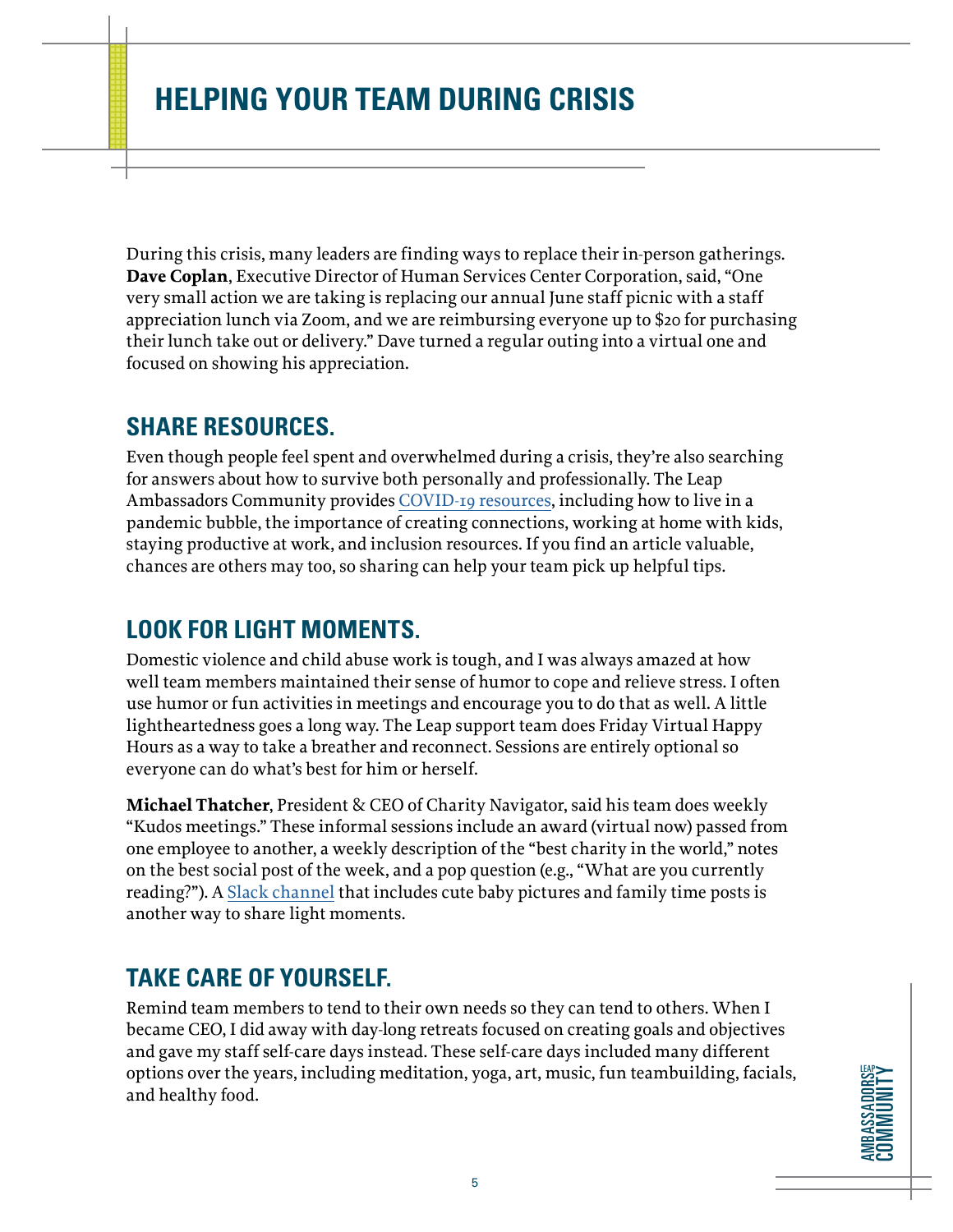# HELPING YOUR TEAM DURING CRISIS

During this crisis, many leaders are finding ways to replace their in-person gatherings. **Dave Coplan**, Executive Director of Human Services Center Corporation, said, "One very small action we are taking is replacing our annual June staff picnic with a staff appreciation lunch via Zoom, and we are reimbursing everyone up to $20 for purchasing their lunch take out or delivery." Dave turned a regular outing into a virtual one and focused on showing his appreciation.

## SHARE RESOURCES.

Even though people feel spent and overwhelmed during a crisis, they're also searching for answers about how to survive both personally and professionally. The Leap Ambassadors Community provides COVID-19 resources, including how to live in a pandemic bubble, the importance of creating connections, working at home with kids, staying productive at work, and inclusion resources. If you find an article valuable, chances are others may too, so sharing can help your team pick up helpful tips.

## LOOK FOR LIGHT MOMENTS.

Domestic violence and child abuse work is tough, and I was always amazed at how well team members maintained their sense of humor to cope and relieve stress. I often use humor or fun activities in meetings and encourage you to do that as well. A little lightheartedness goes a long way. The Leap support team does Friday Virtual Happy Hours as a way to take a breather and reconnect. Sessions are entirely optional so everyone can do what's best for him or herself.

**Michael Thatcher**, President & CEO of Charity Navigator, said his team does weekly "Kudos meetings." These informal sessions include an award (virtual now) passed from one employee to another, a weekly description of the "best charity in the world," notes on the best social post of the week, and a pop question (e.g., "What are you currently reading?"). A Slack channel that includes cute baby pictures and family time posts is another way to share light moments.

## TAKE CARE OF YOURSELF.

Remind team members to tend to their own needs so they can tend to others. When I became CEO, I did away with day-long retreats focused on creating goals and objectives and gave my staff self-care days instead. These self-care days included many different options over the years, including meditation, yoga, art, music, fun teambuilding, facials, and healthy food.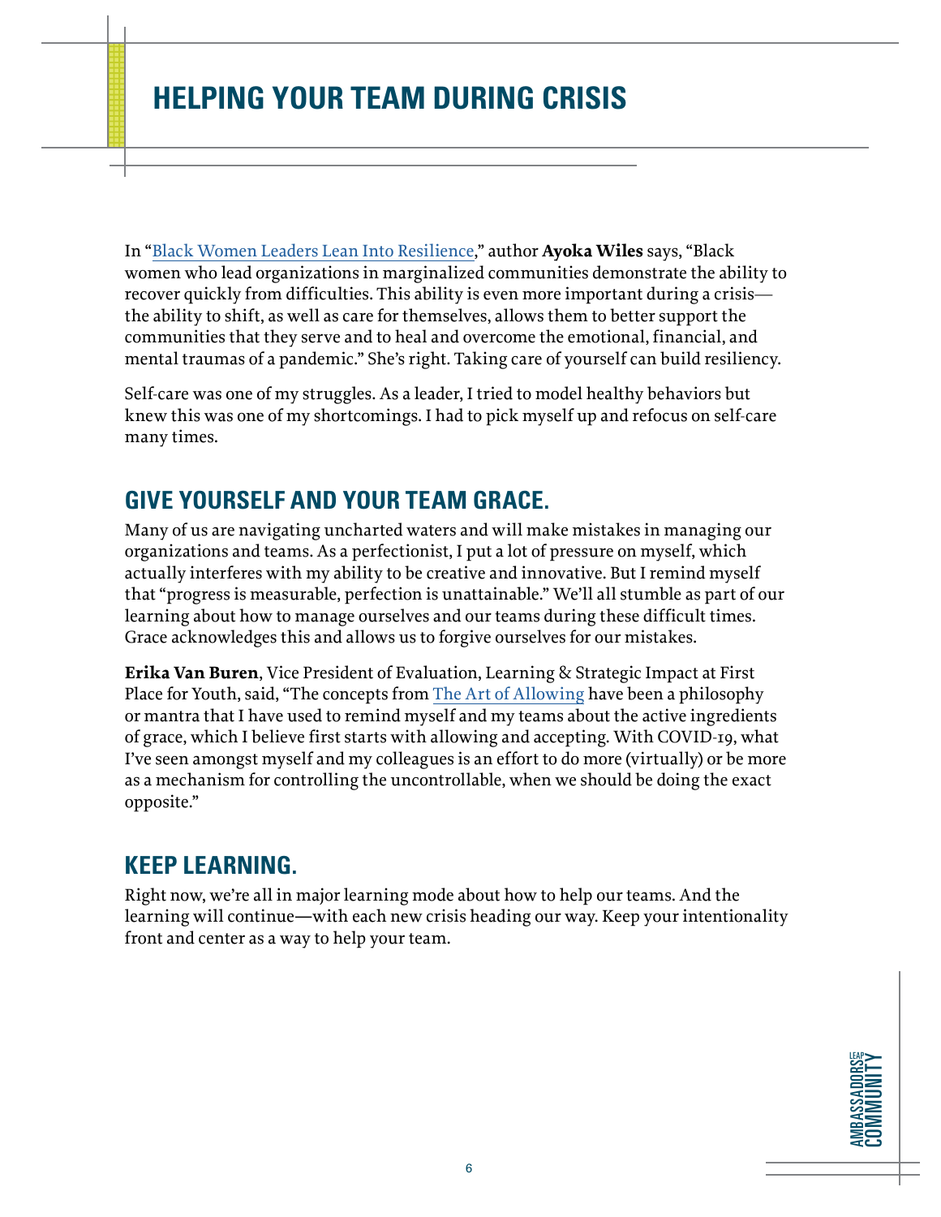# HELPING YOUR TEAM DURING CRISIS

In "Black Women Leaders Lean Into Resilience," author **Ayoka Wiles** says, "Black women who lead organizations in marginalized communities demonstrate the ability to recover quickly from difficulties. This ability is even more important during a crisis—the ability to shift, as well as care for themselves, allows them to better support the communities that they serve and to heal and overcome the emotional, financial, and mental traumas of a pandemic." She's right. Taking care of yourself can build resiliency.

Self-care was one of my struggles. As a leader, I tried to model healthy behaviors but knew this was one of my shortcomings. I had to pick myself up and refocus on self-care many times.

## GIVE YOURSELF AND YOUR TEAM GRACE.

Many of us are navigating uncharted waters and will make mistakes in managing our organizations and teams. As a perfectionist, I put a lot of pressure on myself, which actually interferes with my ability to be creative and innovative. But I remind myself that "progress is measurable, perfection is unattainable." We'll all stumble as part of our learning about how to manage ourselves and our teams during these difficult times. Grace acknowledges this and allows us to forgive ourselves for our mistakes.

**Erika Van Buren**, Vice President of Evaluation, Learning & Strategic Impact at First Place for Youth, said, "The concepts from The Art of Allowing have been a philosophy or mantra that I have used to remind myself and my teams about the active ingredients of grace, which I believe first starts with allowing and accepting. With COVID-19, what I've seen amongst myself and my colleagues is an effort to do more (virtually) or be more as a mechanism for controlling the uncontrollable, when we should be doing the exact opposite."

## KEEP LEARNING.

Right now, we're all in major learning mode about how to help our teams. And the learning will continue—with each new crisis heading our way. Keep your intentionality front and center as a way to help your team.